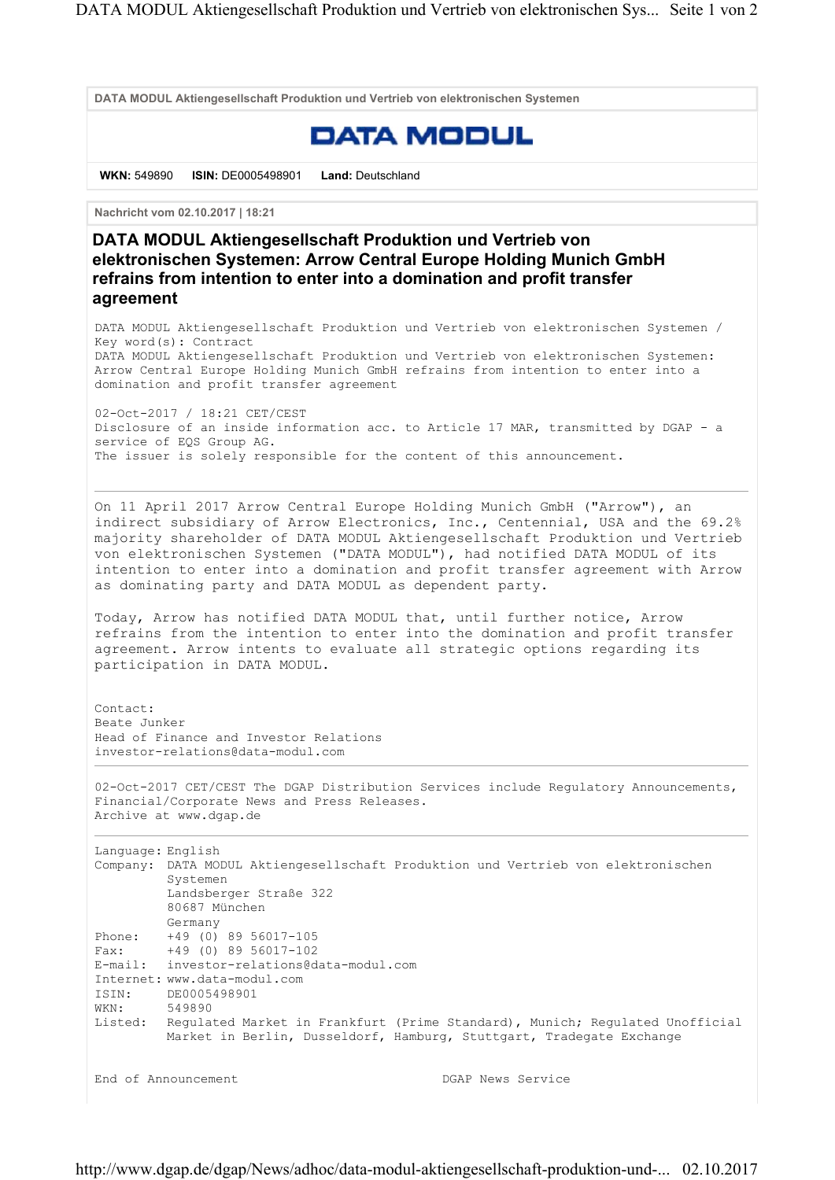DATA MODUL Aktiengesellschaft Produktion und Vertrieb von elektronischen Systemen

**DATA MODUL**

**WKN:** 549890 **ISIN:** DE0005498901 **Land:** Deutschland

**Nachricht vom 02.10.2017 | 18:21**

# DATA MODUL Aktiengesellschaft Produktion und Vertrieb von elektronischen Systemen: Arrow Central Europe Holding Munich GmbH refrains from intention to enter into a domination and profit transfer agreement

DATA MODUL Aktiengesellschaft Produktion und Vertrieb von elektronischen Systemen / Key word(s): Contract
DATA MODUL Aktiengesellschaft Produktion und Vertrieb von elektronischen Systemen: Arrow Central Europe Holding Munich GmbH refrains from intention to enter into a domination and profit transfer agreement

02-Oct-2017 / 18:21 CET/CEST
Disclosure of an inside information acc. to Article 17 MAR, transmitted by DGAP - a service of EQS Group AG.
The issuer is solely responsible for the content of this announcement.

---

On 11 April 2017 Arrow Central Europe Holding Munich GmbH ("Arrow"), an indirect subsidiary of Arrow Electronics, Inc., Centennial, USA and the 69.2% majority shareholder of DATA MODUL Aktiengesellschaft Produktion und Vertrieb von elektronischen Systemen ("DATA MODUL"), had notified DATA MODUL of its intention to enter into a domination and profit transfer agreement with Arrow as dominating party and DATA MODUL as dependent party.

Today, Arrow has notified DATA MODUL that, until further notice, Arrow refrains from the intention to enter into the domination and profit transfer agreement. Arrow intents to evaluate all strategic options regarding its participation in DATA MODUL.

Contact:
Beate Junker
Head of Finance and Investor Relations
investor-relations@data-modul.com

---

02-Oct-2017 CET/CEST The DGAP Distribution Services include Regulatory Announcements, Financial/Corporate News and Press Releases.
Archive at www.dgap.de

---

Language: English
Company: DATA MODUL Aktiengesellschaft Produktion und Vertrieb von elektronischen Systemen
Landsberger Straße 322
80687 München
Germany
Phone: +49 (0) 89 56017-105
Fax: +49 (0) 89 56017-102
E-mail: investor-relations@data-modul.com
Internet: www.data-modul.com
ISIN: DE0005498901
WKN: 549890
Listed: Regulated Market in Frankfurt (Prime Standard), Munich; Regulated Unofficial Market in Berlin, Dusseldorf, Hamburg, Stuttgart, Tradegate Exchange

End of Announcement DGAP News Service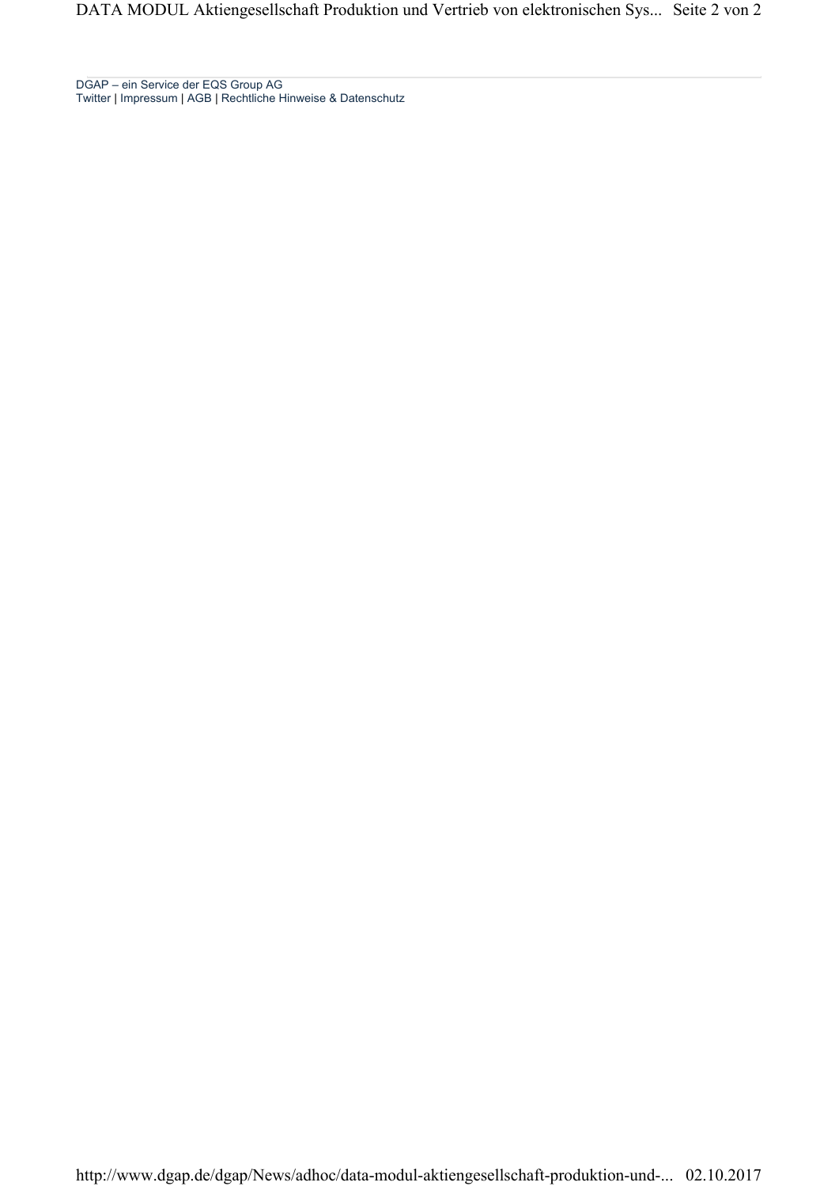DGAP – ein Service der EQS Group AG
Twitter | Impressum | AGB | Rechtliche Hinweise & Datenschutz